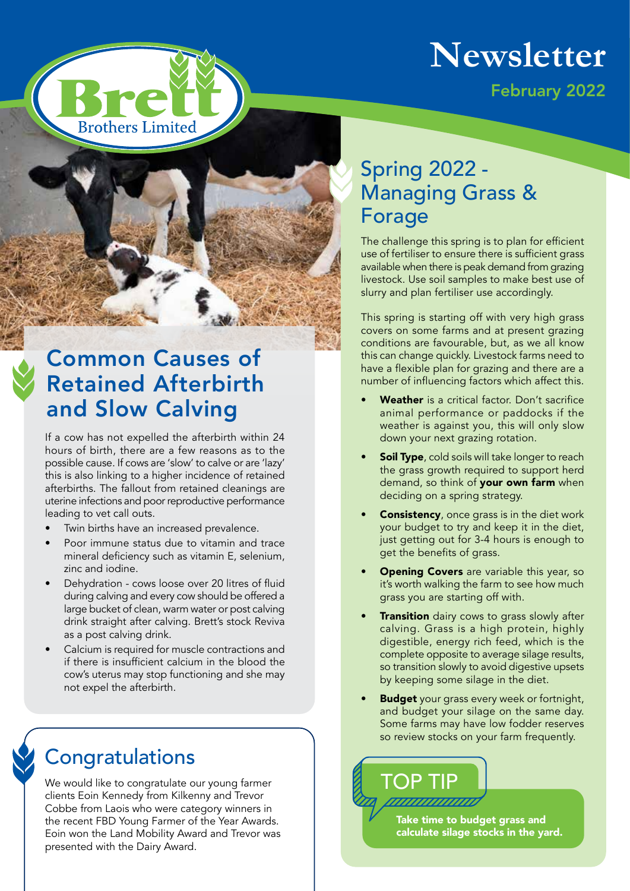Brett Brothers Limited

# Newsletter

February 2022

## Common Causes of Retained Afterbirth and Slow Calving

If a cow has not expelled the afterbirth within 24 hours of birth, there are a few reasons as to the possible cause. If cows are 'slow' to calve or are 'lazy' this is also linking to a higher incidence of retained afterbirths. The fallout from retained cleanings are uterine infections and poor reproductive performance leading to vet call outs.

- Twin births have an increased prevalence.
- Poor immune status due to vitamin and trace mineral deficiency such as vitamin E, selenium, zinc and iodine.
- Dehydration - cows loose over 20 litres of fluid during calving and every cow should be offered a large bucket of clean, warm water or post calving drink straight after calving. Brett's stock Reviva as a post calving drink.
- Calcium is required for muscle contractions and if there is insufficient calcium in the blood the cow's uterus may stop functioning and she may not expel the afterbirth.

## Congratulations

We would like to congratulate our young farmer clients Eoin Kennedy from Kilkenny and Trevor Cobbe from Laois who were category winners in the recent FBD Young Farmer of the Year Awards. Eoin won the Land Mobility Award and Trevor was presented with the Dairy Award.

## Spring 2022 - Managing Grass & Forage

The challenge this spring is to plan for efficient use of fertiliser to ensure there is sufficient grass available when there is peak demand from grazing livestock. Use soil samples to make best use of slurry and plan fertiliser use accordingly.

This spring is starting off with very high grass covers on some farms and at present grazing conditions are favourable, but, as we all know this can change quickly. Livestock farms need to have a flexible plan for grazing and there are a number of influencing factors which affect this.

- **Weather** is a critical factor. Don't sacrifice animal performance or paddocks if the weather is against you, this will only slow down your next grazing rotation.
- **Soil Type**, cold soils will take longer to reach the grass growth required to support herd demand, so think of **your own farm** when deciding on a spring strategy.
- **Consistency**, once grass is in the diet work your budget to try and keep it in the diet, just getting out for 3-4 hours is enough to get the benefits of grass.
- **Opening Covers** are variable this year, so it's worth walking the farm to see how much grass you are starting off with.
- **Transition** dairy cows to grass slowly after calving. Grass is a high protein, highly digestible, energy rich feed, which is the complete opposite to average silage results, so transition slowly to avoid digestive upsets by keeping some silage in the diet.
- **Budget** your grass every week or fortnight, and budget your silage on the same day. Some farms may have low fodder reserves so review stocks on your farm frequently.

### TOP TIP

**Take time to budget grass and calculate silage stocks in the yard.**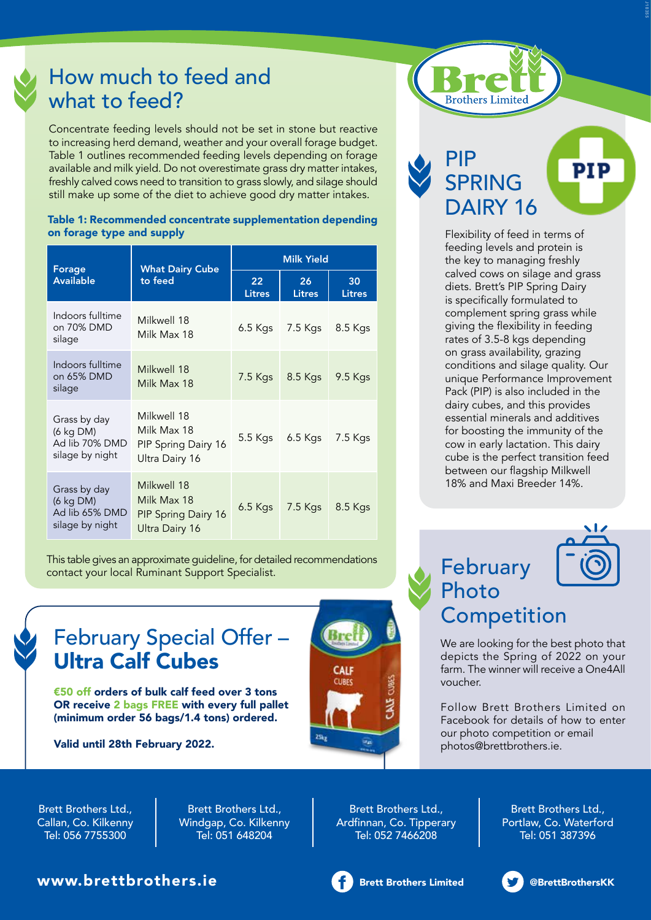# How much to feed and what to feed?

Concentrate feeding levels should not be set in stone but reactive to increasing herd demand, weather and your overall forage budget. Table 1 outlines recommended feeding levels depending on forage available and milk yield. Do not overestimate grass dry matter intakes, freshly calved cows need to transition to grass slowly, and silage should still make up some of the diet to achieve good dry matter intakes.

**Table 1: Recommended concentrate supplementation depending on forage type and supply**

| Forage Available | What Dairy Cube to feed | Milk Yield | | |
|---|---|---|---|---|
| | | 22 Litres | 26 Litres | 30 Litres |
| Indoors fulltime on 70% DMD silage | Milkwell 18<br>Milk Max 18 | 6.5 Kgs | 7.5 Kgs | 8.5 Kgs |
| Indoors fulltime on 65% DMD silage | Milkwell 18<br>Milk Max 18 | 7.5 Kgs | 8.5 Kgs | 9.5 Kgs |
| Grass by day (6 kg DM) Ad lib 70% DMD silage by night | Milkwell 18<br>Milk Max 18<br>PIP Spring Dairy 16<br>Ultra Dairy 16 | 5.5 Kgs | 6.5 Kgs | 7.5 Kgs |
| Grass by day (6 kg DM) Ad lib 65% DMD silage by night | Milkwell 18<br>Milk Max 18<br>PIP Spring Dairy 16<br>Ultra Dairy 16 | 6.5 Kgs | 7.5 Kgs | 8.5 Kgs |

This table gives an approximate guideline, for detailed recommendations contact your local Ruminant Support Specialist.

# February Special Offer – Ultra Calf Cubes

**€50 off orders of bulk calf feed over 3 tons OR receive 2 bags FREE with every full pallet (minimum order 56 bags/1.4 tons) ordered.**

**Valid until 28th February 2022.**

Brett Brothers Limited

# PIP SPRING DAIRY 16

Flexibility of feed in terms of feeding levels and protein is the key to managing freshly calved cows on silage and grass diets. Brett's PIP Spring Dairy is specifically formulated to complement spring grass while giving the flexibility in feeding rates of 3.5-8 kgs depending on grass availability, grazing conditions and silage quality. Our unique Performance Improvement Pack (PIP) is also included in the dairy cubes, and this provides essential minerals and additives for boosting the immunity of the cow in early lactation. This dairy cube is the perfect transition feed between our flagship Milkwell 18% and Maxi Breeder 14%.

# February Photo Competition

We are looking for the best photo that depicts the Spring of 2022 on your farm. The winner will receive a One4All voucher.

Follow Brett Brothers Limited on Facebook for details of how to enter our photo competition or email photos@brettbrothers.ie.

Brett Brothers Ltd., Callan, Co. Kilkenny Tel: 056 7755300

Brett Brothers Ltd., Windgap, Co. Kilkenny Tel: 051 648204

Brett Brothers Ltd., Ardfinnan, Co. Tipperary Tel: 052 7466208

Brett Brothers Ltd., Portlaw, Co. Waterford Tel: 051 387396

www.brettbrothers.ie

Brett Brothers Limited

@BrettBrothersKK